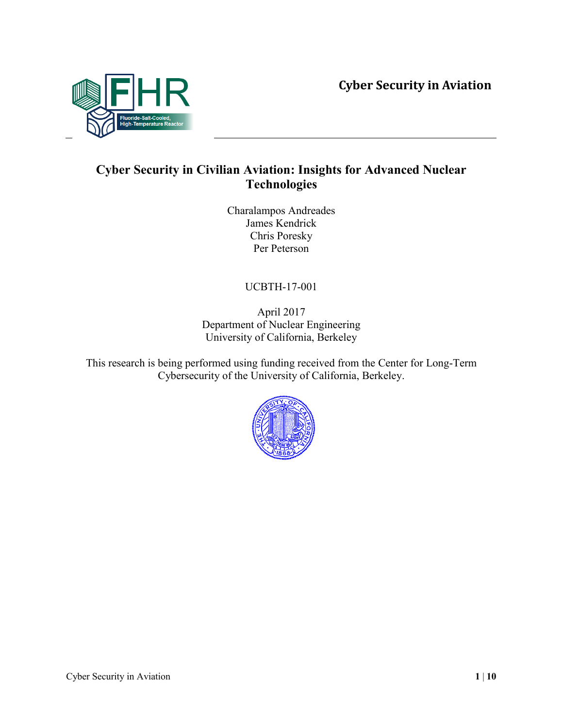# Cyber Security in Civilian Aviation: Insights for Advanced Nuclear Technologies

Charalampos Andreades
James Kendrick
Chris Poresky
Per Peterson

UCBTH-17-001

April 2017
Department of Nuclear Engineering
University of California, Berkeley

This research is being performed using funding received from the Center for Long-Term Cybersecurity of the University of California, Berkeley.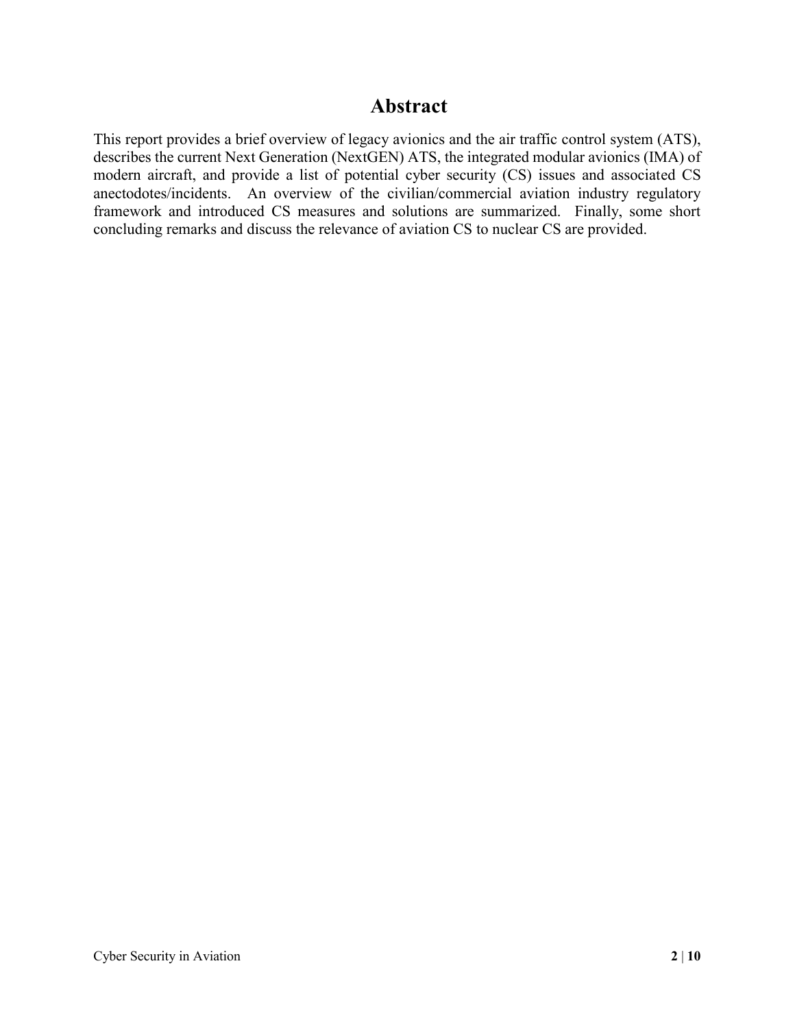# Abstract

This report provides a brief overview of legacy avionics and the air traffic control system (ATS), describes the current Next Generation (NextGEN) ATS, the integrated modular avionics (IMA) of modern aircraft, and provide a list of potential cyber security (CS) issues and associated CS anectodotes/incidents. An overview of the civilian/commercial aviation industry regulatory framework and introduced CS measures and solutions are summarized. Finally, some short concluding remarks and discuss the relevance of aviation CS to nuclear CS are provided.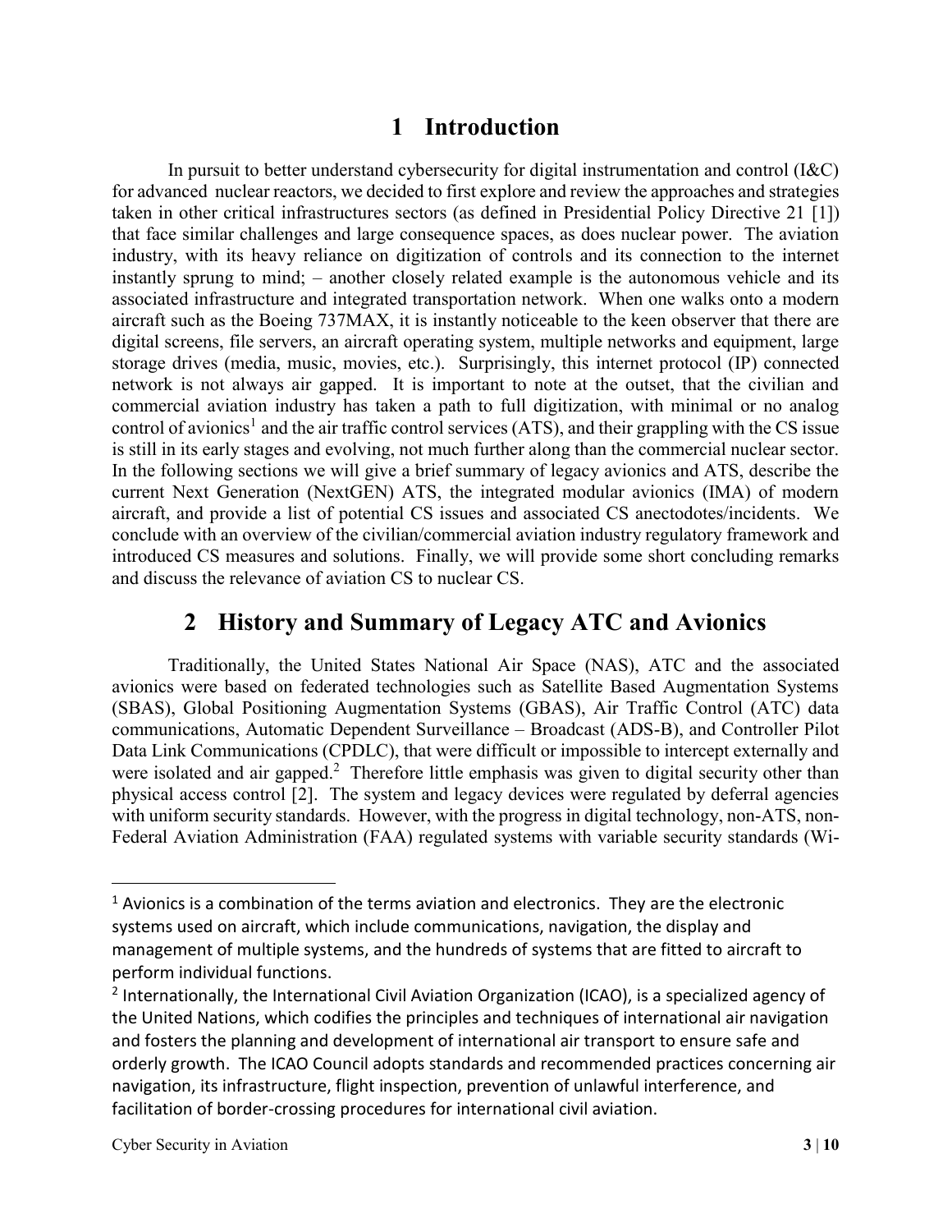# 1 Introduction

In pursuit to better understand cybersecurity for digital instrumentation and control (I&C) for advanced nuclear reactors, we decided to first explore and review the approaches and strategies taken in other critical infrastructures sectors (as defined in Presidential Policy Directive 21 [1]) that face similar challenges and large consequence spaces, as does nuclear power. The aviation industry, with its heavy reliance on digitization of controls and its connection to the internet instantly sprung to mind; – another closely related example is the autonomous vehicle and its associated infrastructure and integrated transportation network. When one walks onto a modern aircraft such as the Boeing 737MAX, it is instantly noticeable to the keen observer that there are digital screens, file servers, an aircraft operating system, multiple networks and equipment, large storage drives (media, music, movies, etc.). Surprisingly, this internet protocol (IP) connected network is not always air gapped. It is important to note at the outset, that the civilian and commercial aviation industry has taken a path to full digitization, with minimal or no analog control of avionics[1] and the air traffic control services (ATS), and their grappling with the CS issue is still in its early stages and evolving, not much further along than the commercial nuclear sector. In the following sections we will give a brief summary of legacy avionics and ATS, describe the current Next Generation (NextGEN) ATS, the integrated modular avionics (IMA) of modern aircraft, and provide a list of potential CS issues and associated CS anectodotes/incidents. We conclude with an overview of the civilian/commercial aviation industry regulatory framework and introduced CS measures and solutions. Finally, we will provide some short concluding remarks and discuss the relevance of aviation CS to nuclear CS.

# 2 History and Summary of Legacy ATC and Avionics

Traditionally, the United States National Air Space (NAS), ATC and the associated avionics were based on federated technologies such as Satellite Based Augmentation Systems (SBAS), Global Positioning Augmentation Systems (GBAS), Air Traffic Control (ATC) data communications, Automatic Dependent Surveillance – Broadcast (ADS-B), and Controller Pilot Data Link Communications (CPDLC), that were difficult or impossible to intercept externally and were isolated and air gapped.[2] Therefore little emphasis was given to digital security other than physical access control [2]. The system and legacy devices were regulated by deferral agencies with uniform security standards. However, with the progress in digital technology, non-ATS, non-Federal Aviation Administration (FAA) regulated systems with variable security standards (Wi-

---

[1] Avionics is a combination of the terms aviation and electronics. They are the electronic systems used on aircraft, which include communications, navigation, the display and management of multiple systems, and the hundreds of systems that are fitted to aircraft to perform individual functions.

[2] Internationally, the International Civil Aviation Organization (ICAO), is a specialized agency of the United Nations, which codifies the principles and techniques of international air navigation and fosters the planning and development of international air transport to ensure safe and orderly growth. The ICAO Council adopts standards and recommended practices concerning air navigation, its infrastructure, flight inspection, prevention of unlawful interference, and facilitation of border-crossing procedures for international civil aviation.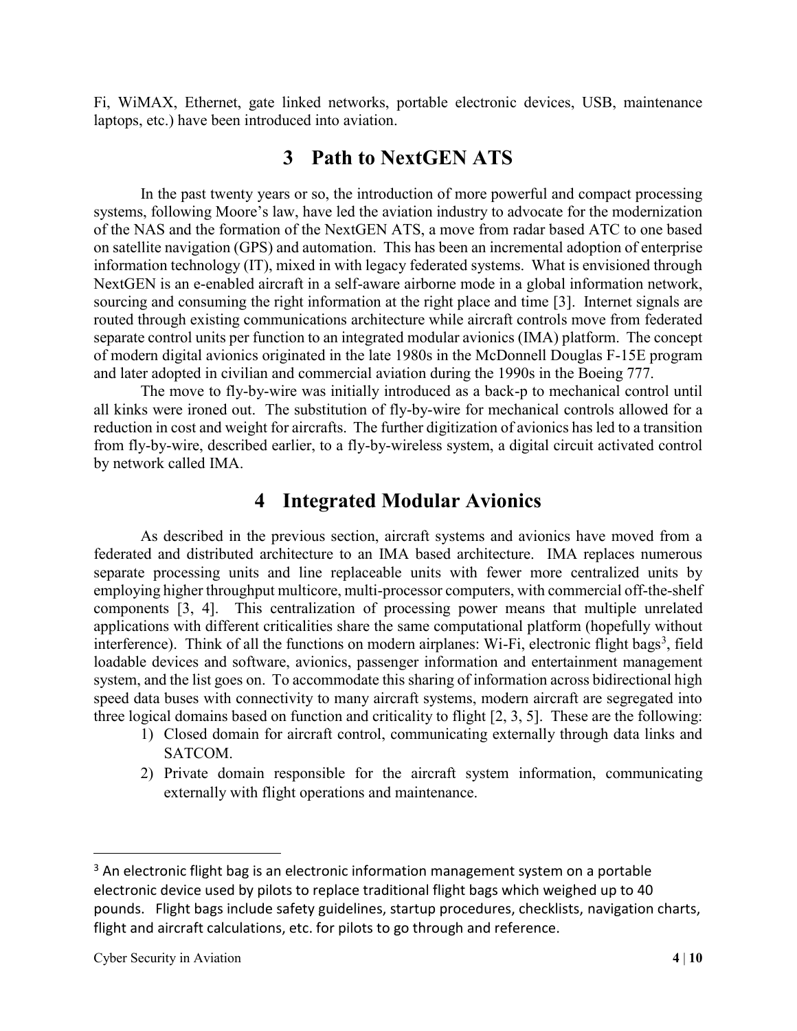Fi, WiMAX, Ethernet, gate linked networks, portable electronic devices, USB, maintenance laptops, etc.) have been introduced into aviation.

# 3 Path to NextGEN ATS

In the past twenty years or so, the introduction of more powerful and compact processing systems, following Moore's law, have led the aviation industry to advocate for the modernization of the NAS and the formation of the NextGEN ATS, a move from radar based ATC to one based on satellite navigation (GPS) and automation. This has been an incremental adoption of enterprise information technology (IT), mixed in with legacy federated systems. What is envisioned through NextGEN is an e-enabled aircraft in a self-aware airborne mode in a global information network, sourcing and consuming the right information at the right place and time [3]. Internet signals are routed through existing communications architecture while aircraft controls move from federated separate control units per function to an integrated modular avionics (IMA) platform. The concept of modern digital avionics originated in the late 1980s in the McDonnell Douglas F-15E program and later adopted in civilian and commercial aviation during the 1990s in the Boeing 777.

The move to fly-by-wire was initially introduced as a back-p to mechanical control until all kinks were ironed out. The substitution of fly-by-wire for mechanical controls allowed for a reduction in cost and weight for aircrafts. The further digitization of avionics has led to a transition from fly-by-wire, described earlier, to a fly-by-wireless system, a digital circuit activated control by network called IMA.

# 4 Integrated Modular Avionics

As described in the previous section, aircraft systems and avionics have moved from a federated and distributed architecture to an IMA based architecture. IMA replaces numerous separate processing units and line replaceable units with fewer more centralized units by employing higher throughput multicore, multi-processor computers, with commercial off-the-shelf components [3, 4]. This centralization of processing power means that multiple unrelated applications with different criticalities share the same computational platform (hopefully without interference). Think of all the functions on modern airplanes: Wi-Fi, electronic flight bags[3], field loadable devices and software, avionics, passenger information and entertainment management system, and the list goes on. To accommodate this sharing of information across bidirectional high speed data buses with connectivity to many aircraft systems, modern aircraft are segregated into three logical domains based on function and criticality to flight [2, 3, 5]. These are the following:

1) Closed domain for aircraft control, communicating externally through data links and SATCOM.
2) Private domain responsible for the aircraft system information, communicating externally with flight operations and maintenance.

---

[3] An electronic flight bag is an electronic information management system on a portable electronic device used by pilots to replace traditional flight bags which weighed up to 40 pounds. Flight bags include safety guidelines, startup procedures, checklists, navigation charts, flight and aircraft calculations, etc. for pilots to go through and reference.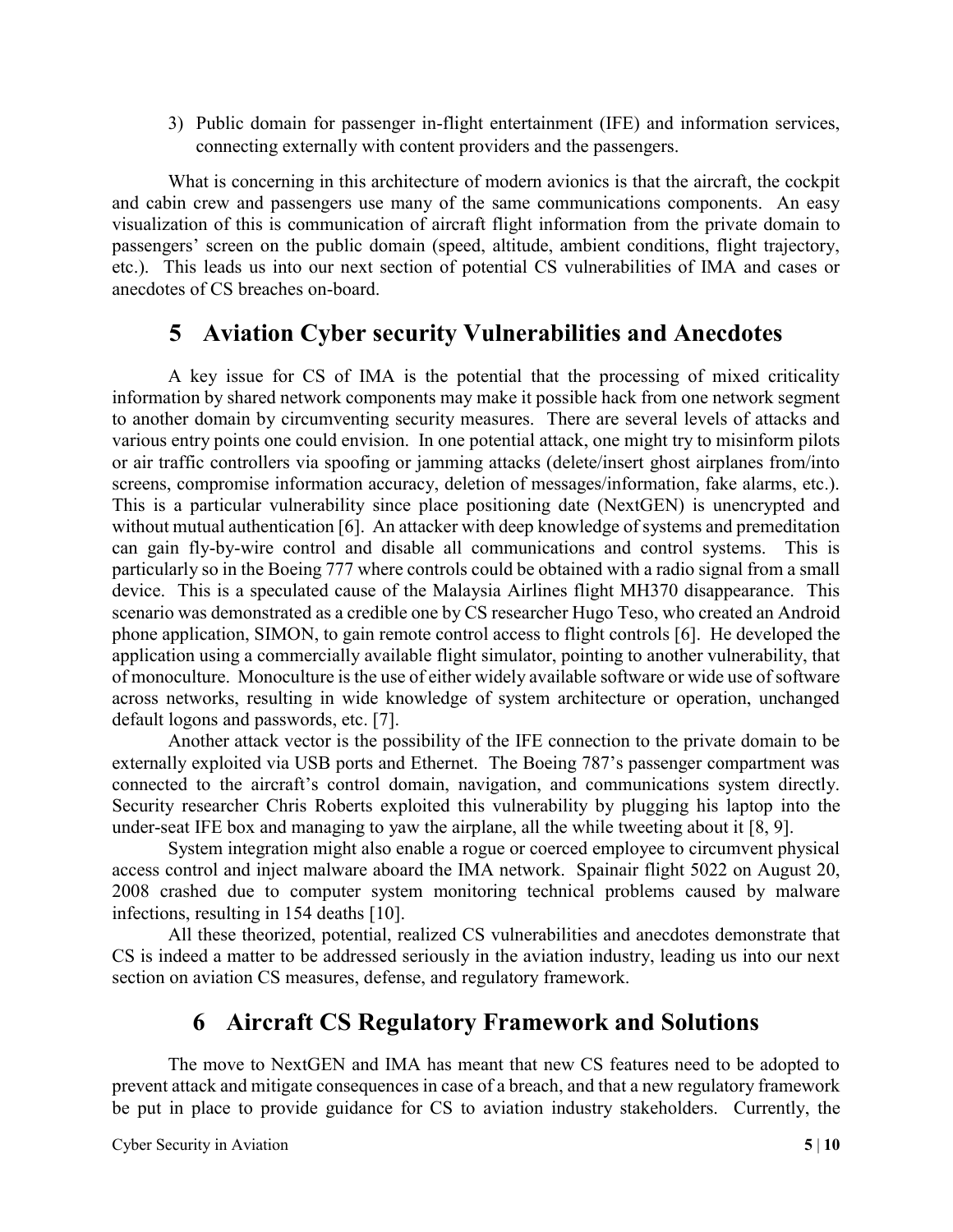3) Public domain for passenger in-flight entertainment (IFE) and information services, connecting externally with content providers and the passengers.

What is concerning in this architecture of modern avionics is that the aircraft, the cockpit and cabin crew and passengers use many of the same communications components. An easy visualization of this is communication of aircraft flight information from the private domain to passengers' screen on the public domain (speed, altitude, ambient conditions, flight trajectory, etc.). This leads us into our next section of potential CS vulnerabilities of IMA and cases or anecdotes of CS breaches on-board.

# 5 Aviation Cyber security Vulnerabilities and Anecdotes

A key issue for CS of IMA is the potential that the processing of mixed criticality information by shared network components may make it possible hack from one network segment to another domain by circumventing security measures. There are several levels of attacks and various entry points one could envision. In one potential attack, one might try to misinform pilots or air traffic controllers via spoofing or jamming attacks (delete/insert ghost airplanes from/into screens, compromise information accuracy, deletion of messages/information, fake alarms, etc.). This is a particular vulnerability since place positioning date (NextGEN) is unencrypted and without mutual authentication [6]. An attacker with deep knowledge of systems and premeditation can gain fly-by-wire control and disable all communications and control systems. This is particularly so in the Boeing 777 where controls could be obtained with a radio signal from a small device. This is a speculated cause of the Malaysia Airlines flight MH370 disappearance. This scenario was demonstrated as a credible one by CS researcher Hugo Teso, who created an Android phone application, SIMON, to gain remote control access to flight controls [6]. He developed the application using a commercially available flight simulator, pointing to another vulnerability, that of monoculture. Monoculture is the use of either widely available software or wide use of software across networks, resulting in wide knowledge of system architecture or operation, unchanged default logons and passwords, etc. [7].

Another attack vector is the possibility of the IFE connection to the private domain to be externally exploited via USB ports and Ethernet. The Boeing 787's passenger compartment was connected to the aircraft's control domain, navigation, and communications system directly. Security researcher Chris Roberts exploited this vulnerability by plugging his laptop into the under-seat IFE box and managing to yaw the airplane, all the while tweeting about it [8, 9].

System integration might also enable a rogue or coerced employee to circumvent physical access control and inject malware aboard the IMA network. Spainair flight 5022 on August 20, 2008 crashed due to computer system monitoring technical problems caused by malware infections, resulting in 154 deaths [10].

All these theorized, potential, realized CS vulnerabilities and anecdotes demonstrate that CS is indeed a matter to be addressed seriously in the aviation industry, leading us into our next section on aviation CS measures, defense, and regulatory framework.

# 6 Aircraft CS Regulatory Framework and Solutions

The move to NextGEN and IMA has meant that new CS features need to be adopted to prevent attack and mitigate consequences in case of a breach, and that a new regulatory framework be put in place to provide guidance for CS to aviation industry stakeholders. Currently, the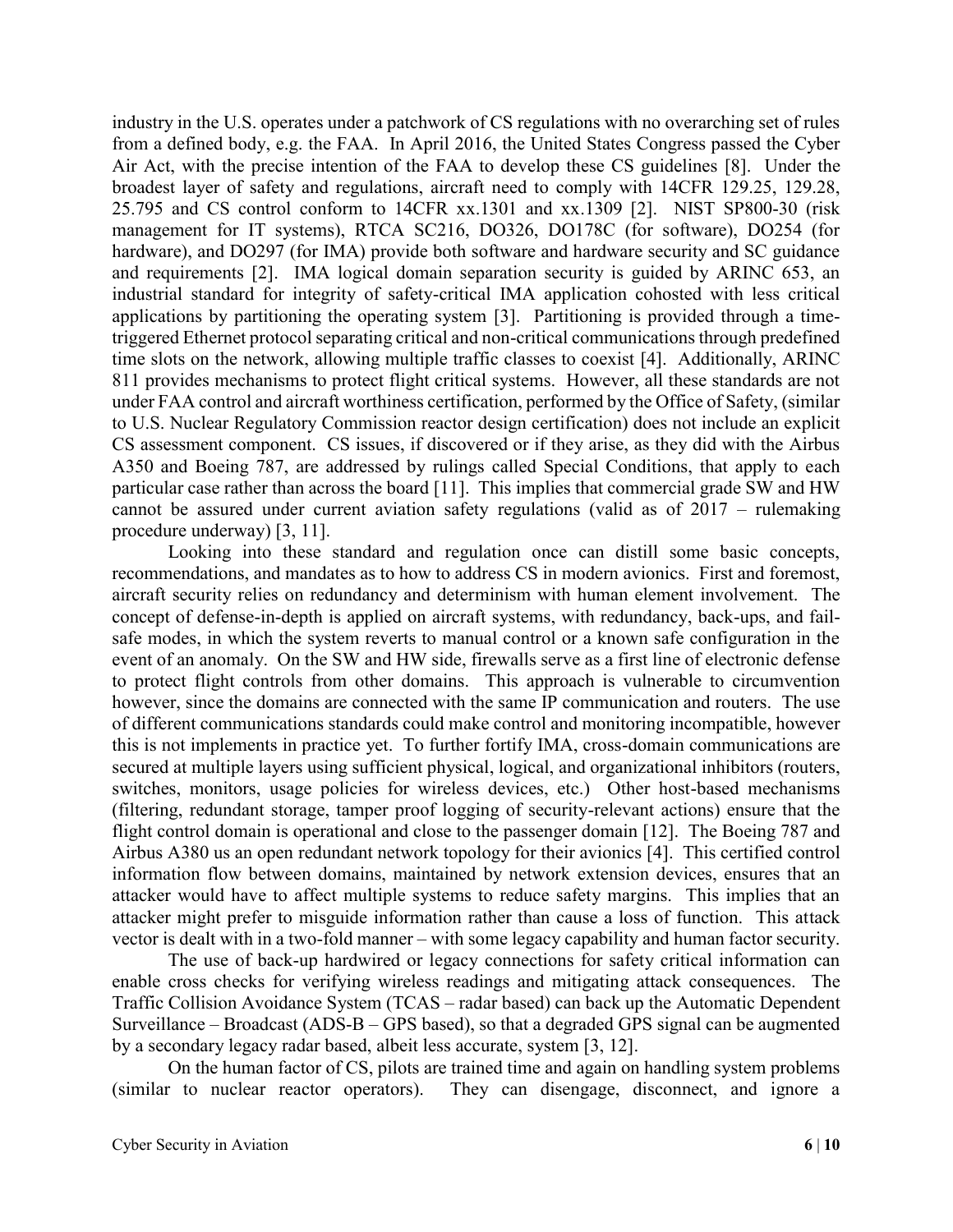industry in the U.S. operates under a patchwork of CS regulations with no overarching set of rules from a defined body, e.g. the FAA. In April 2016, the United States Congress passed the Cyber Air Act, with the precise intention of the FAA to develop these CS guidelines [8]. Under the broadest layer of safety and regulations, aircraft need to comply with 14CFR 129.25, 129.28, 25.795 and CS control conform to 14CFR xx.1301 and xx.1309 [2]. NIST SP800-30 (risk management for IT systems), RTCA SC216, DO326, DO178C (for software), DO254 (for hardware), and DO297 (for IMA) provide both software and hardware security and SC guidance and requirements [2]. IMA logical domain separation security is guided by ARINC 653, an industrial standard for integrity of safety-critical IMA application cohosted with less critical applications by partitioning the operating system [3]. Partitioning is provided through a time-triggered Ethernet protocol separating critical and non-critical communications through predefined time slots on the network, allowing multiple traffic classes to coexist [4]. Additionally, ARINC 811 provides mechanisms to protect flight critical systems. However, all these standards are not under FAA control and aircraft worthiness certification, performed by the Office of Safety, (similar to U.S. Nuclear Regulatory Commission reactor design certification) does not include an explicit CS assessment component. CS issues, if discovered or if they arise, as they did with the Airbus A350 and Boeing 787, are addressed by rulings called Special Conditions, that apply to each particular case rather than across the board [11]. This implies that commercial grade SW and HW cannot be assured under current aviation safety regulations (valid as of 2017 – rulemaking procedure underway) [3, 11].

Looking into these standard and regulation once can distill some basic concepts, recommendations, and mandates as to how to address CS in modern avionics. First and foremost, aircraft security relies on redundancy and determinism with human element involvement. The concept of defense-in-depth is applied on aircraft systems, with redundancy, back-ups, and fail-safe modes, in which the system reverts to manual control or a known safe configuration in the event of an anomaly. On the SW and HW side, firewalls serve as a first line of electronic defense to protect flight controls from other domains. This approach is vulnerable to circumvention however, since the domains are connected with the same IP communication and routers. The use of different communications standards could make control and monitoring incompatible, however this is not implements in practice yet. To further fortify IMA, cross-domain communications are secured at multiple layers using sufficient physical, logical, and organizational inhibitors (routers, switches, monitors, usage policies for wireless devices, etc.) Other host-based mechanisms (filtering, redundant storage, tamper proof logging of security-relevant actions) ensure that the flight control domain is operational and close to the passenger domain [12]. The Boeing 787 and Airbus A380 us an open redundant network topology for their avionics [4]. This certified control information flow between domains, maintained by network extension devices, ensures that an attacker would have to affect multiple systems to reduce safety margins. This implies that an attacker might prefer to misguide information rather than cause a loss of function. This attack vector is dealt with in a two-fold manner – with some legacy capability and human factor security.

The use of back-up hardwired or legacy connections for safety critical information can enable cross checks for verifying wireless readings and mitigating attack consequences. The Traffic Collision Avoidance System (TCAS – radar based) can back up the Automatic Dependent Surveillance – Broadcast (ADS-B – GPS based), so that a degraded GPS signal can be augmented by a secondary legacy radar based, albeit less accurate, system [3, 12].

On the human factor of CS, pilots are trained time and again on handling system problems (similar to nuclear reactor operators). They can disengage, disconnect, and ignore a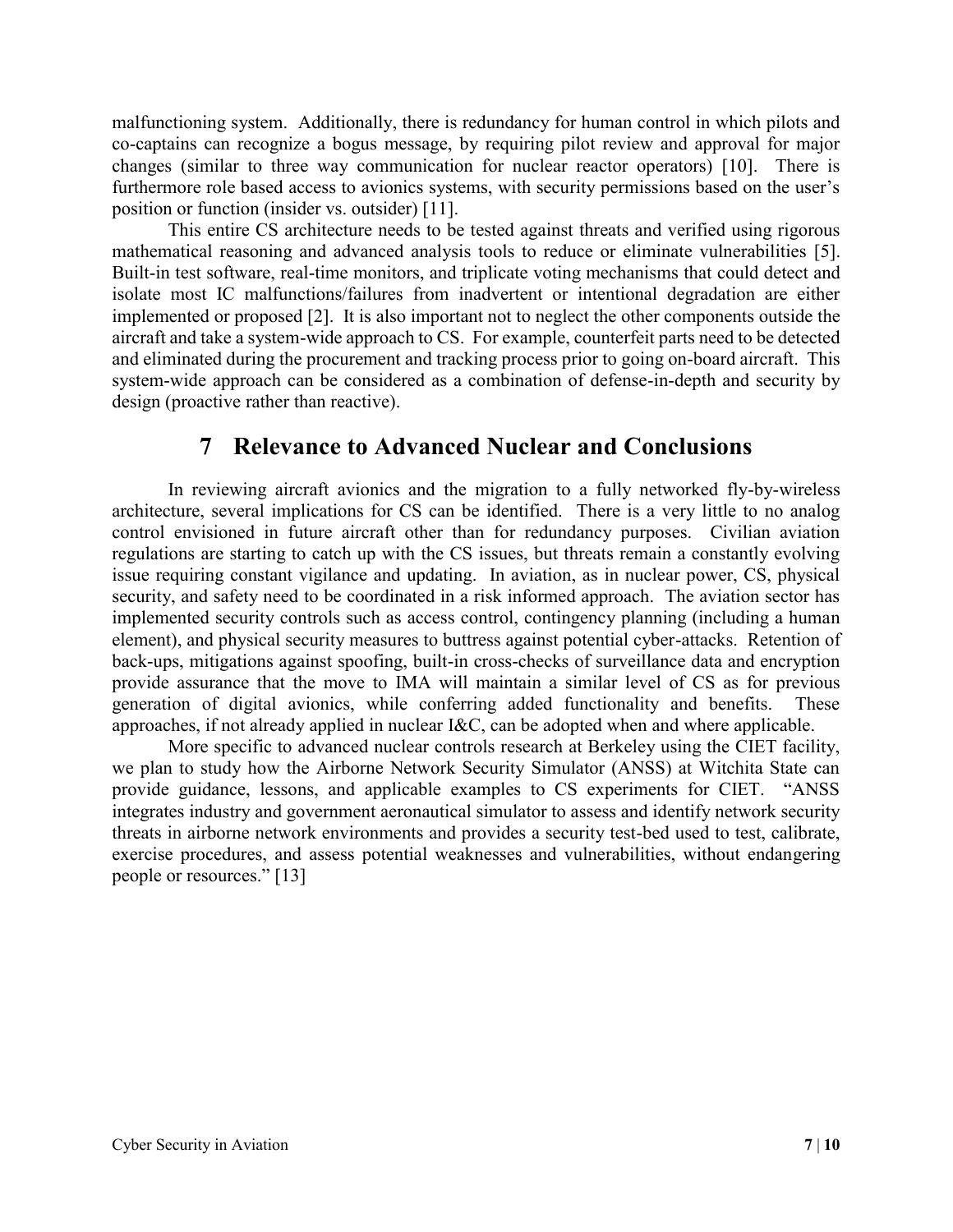malfunctioning system. Additionally, there is redundancy for human control in which pilots and co-captains can recognize a bogus message, by requiring pilot review and approval for major changes (similar to three way communication for nuclear reactor operators) [10]. There is furthermore role based access to avionics systems, with security permissions based on the user's position or function (insider vs. outsider) [11].

This entire CS architecture needs to be tested against threats and verified using rigorous mathematical reasoning and advanced analysis tools to reduce or eliminate vulnerabilities [5]. Built-in test software, real-time monitors, and triplicate voting mechanisms that could detect and isolate most IC malfunctions/failures from inadvertent or intentional degradation are either implemented or proposed [2]. It is also important not to neglect the other components outside the aircraft and take a system-wide approach to CS. For example, counterfeit parts need to be detected and eliminated during the procurement and tracking process prior to going on-board aircraft. This system-wide approach can be considered as a combination of defense-in-depth and security by design (proactive rather than reactive).

# 7 Relevance to Advanced Nuclear and Conclusions

In reviewing aircraft avionics and the migration to a fully networked fly-by-wireless architecture, several implications for CS can be identified. There is a very little to no analog control envisioned in future aircraft other than for redundancy purposes. Civilian aviation regulations are starting to catch up with the CS issues, but threats remain a constantly evolving issue requiring constant vigilance and updating. In aviation, as in nuclear power, CS, physical security, and safety need to be coordinated in a risk informed approach. The aviation sector has implemented security controls such as access control, contingency planning (including a human element), and physical security measures to buttress against potential cyber-attacks. Retention of back-ups, mitigations against spoofing, built-in cross-checks of surveillance data and encryption provide assurance that the move to IMA will maintain a similar level of CS as for previous generation of digital avionics, while conferring added functionality and benefits. These approaches, if not already applied in nuclear I&C, can be adopted when and where applicable.

More specific to advanced nuclear controls research at Berkeley using the CIET facility, we plan to study how the Airborne Network Security Simulator (ANSS) at Witchita State can provide guidance, lessons, and applicable examples to CS experiments for CIET. "ANSS integrates industry and government aeronautical simulator to assess and identify network security threats in airborne network environments and provides a security test-bed used to test, calibrate, exercise procedures, and assess potential weaknesses and vulnerabilities, without endangering people or resources." [13]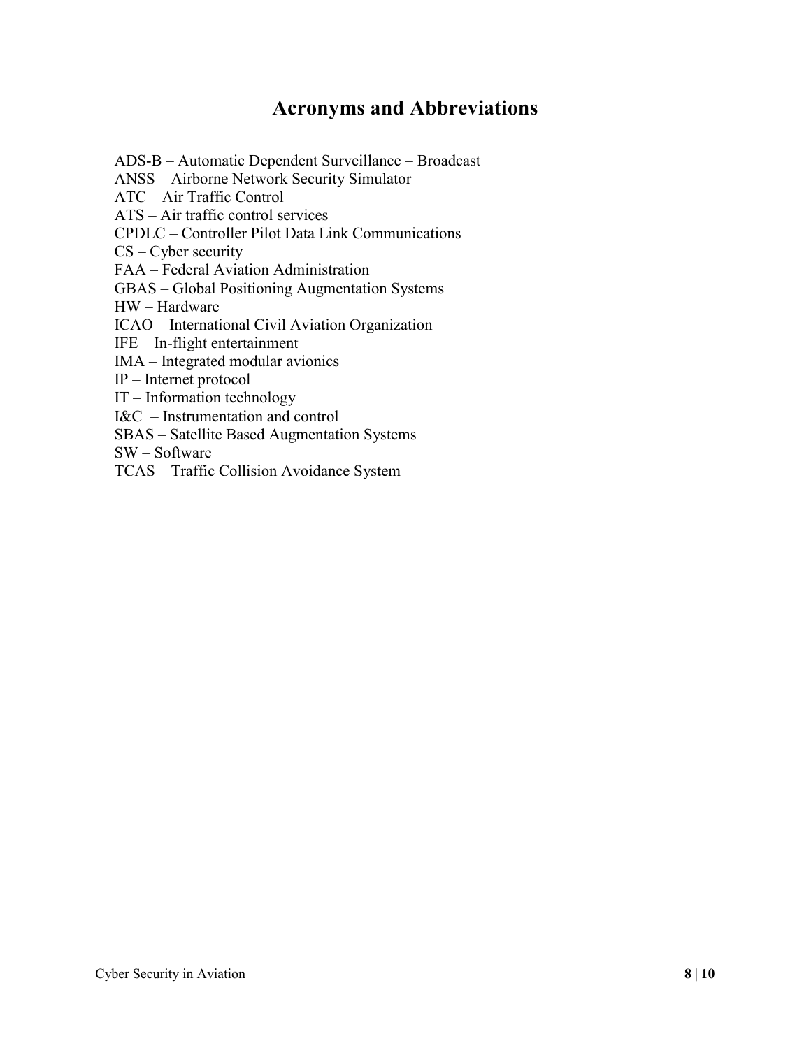# Acronyms and Abbreviations

ADS-B – Automatic Dependent Surveillance – Broadcast
ANSS – Airborne Network Security Simulator
ATC – Air Traffic Control
ATS – Air traffic control services
CPDLC – Controller Pilot Data Link Communications
CS – Cyber security
FAA – Federal Aviation Administration
GBAS – Global Positioning Augmentation Systems
HW – Hardware
ICAO – International Civil Aviation Organization
IFE – In-flight entertainment
IMA – Integrated modular avionics
IP – Internet protocol
IT – Information technology
I&C – Instrumentation and control
SBAS – Satellite Based Augmentation Systems
SW – Software
TCAS – Traffic Collision Avoidance System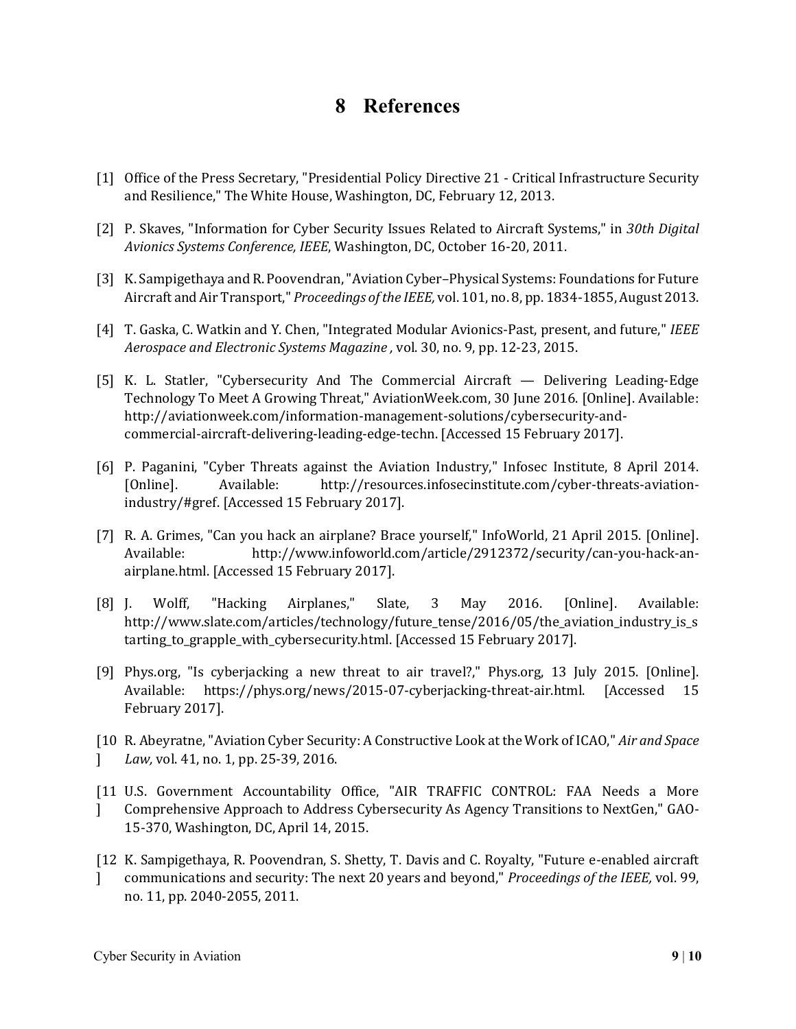# 8 References

[1] Office of the Press Secretary, "Presidential Policy Directive 21 - Critical Infrastructure Security and Resilience," The White House, Washington, DC, February 12, 2013.

[2] P. Skaves, "Information for Cyber Security Issues Related to Aircraft Systems," in *30th Digital Avionics Systems Conference, IEEE*, Washington, DC, October 16-20, 2011.

[3] K. Sampigethaya and R. Poovendran, "Aviation Cyber–Physical Systems: Foundations for Future Aircraft and Air Transport," *Proceedings of the IEEE,* vol. 101, no. 8, pp. 1834-1855, August 2013.

[4] T. Gaska, C. Watkin and Y. Chen, "Integrated Modular Avionics-Past, present, and future," *IEEE Aerospace and Electronic Systems Magazine ,* vol. 30, no. 9, pp. 12-23, 2015.

[5] K. L. Statler, "Cybersecurity And The Commercial Aircraft — Delivering Leading-Edge Technology To Meet A Growing Threat," AviationWeek.com, 30 June 2016. [Online]. Available: http://aviationweek.com/information-management-solutions/cybersecurity-and-commercial-aircraft-delivering-leading-edge-techn. [Accessed 15 February 2017].

[6] P. Paganini, "Cyber Threats against the Aviation Industry," Infosec Institute, 8 April 2014. [Online]. Available: http://resources.infosecinstitute.com/cyber-threats-aviation-industry/#gref. [Accessed 15 February 2017].

[7] R. A. Grimes, "Can you hack an airplane? Brace yourself," InfoWorld, 21 April 2015. [Online]. Available: http://www.infoworld.com/article/2912372/security/can-you-hack-an-airplane.html. [Accessed 15 February 2017].

[8] J. Wolff, "Hacking Airplanes," Slate, 3 May 2016. [Online]. Available: http://www.slate.com/articles/technology/future_tense/2016/05/the_aviation_industry_is_starting_to_grapple_with_cybersecurity.html. [Accessed 15 February 2017].

[9] Phys.org, "Is cyberjacking a new threat to air travel?," Phys.org, 13 July 2015. [Online]. Available: https://phys.org/news/2015-07-cyberjacking-threat-air.html. [Accessed 15 February 2017].

[10] R. Abeyratne, "Aviation Cyber Security: A Constructive Look at the Work of ICAO," *Air and Space Law,* vol. 41, no. 1, pp. 25-39, 2016.

[11] U.S. Government Accountability Office, "AIR TRAFFIC CONTROL: FAA Needs a More Comprehensive Approach to Address Cybersecurity As Agency Transitions to NextGen," GAO-15-370, Washington, DC, April 14, 2015.

[12] K. Sampigethaya, R. Poovendran, S. Shetty, T. Davis and C. Royalty, "Future e-enabled aircraft communications and security: The next 20 years and beyond," *Proceedings of the IEEE,* vol. 99, no. 11, pp. 2040-2055, 2011.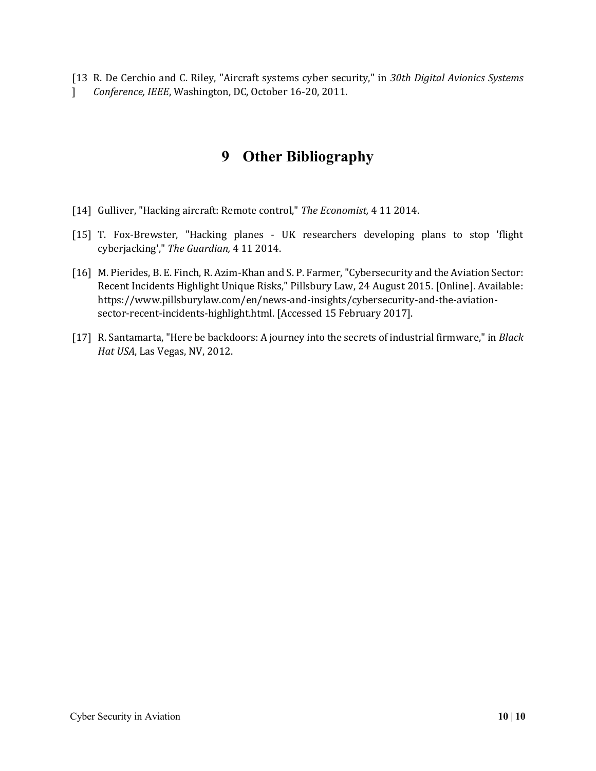[13] R. De Cerchio and C. Riley, "Aircraft systems cyber security," in *30th Digital Avionics Systems Conference, IEEE*, Washington, DC, October 16-20, 2011.

# 9 Other Bibliography

[14] Gulliver, "Hacking aircraft: Remote control," *The Economist,* 4 11 2014.

[15] T. Fox-Brewster, "Hacking planes - UK researchers developing plans to stop 'flight cyberjacking'," *The Guardian,* 4 11 2014.

[16] M. Pierides, B. E. Finch, R. Azim-Khan and S. P. Farmer, "Cybersecurity and the Aviation Sector: Recent Incidents Highlight Unique Risks," Pillsbury Law, 24 August 2015. [Online]. Available: https://www.pillsburylaw.com/en/news-and-insights/cybersecurity-and-the-aviation-sector-recent-incidents-highlight.html. [Accessed 15 February 2017].

[17] R. Santamarta, "Here be backdoors: A journey into the secrets of industrial firmware," in *Black Hat USA*, Las Vegas, NV, 2012.